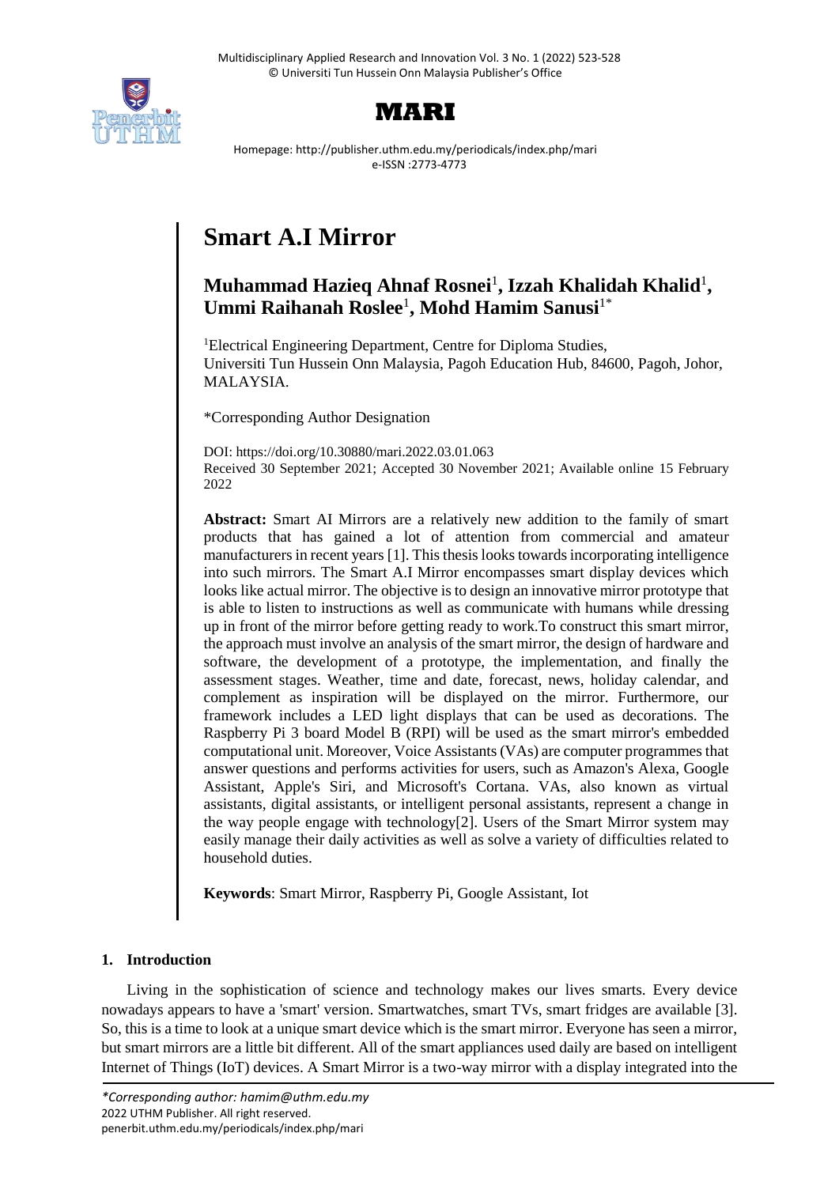# Smart A.I Mirror

**Muhammad Hazieq Ahnaf Rosnei**[1], **Izzah Khalidah Khalid**[1], **Ummi Raihanah Roslee**[1], **Mohd Hamim Sanusi**[1*]

[1]Electrical Engineering Department, Centre for Diploma Studies, Universiti Tun Hussein Onn Malaysia, Pagoh Education Hub, 84600, Pagoh, Johor, MALAYSIA.

*Corresponding Author Designation

DOI: https://doi.org/10.30880/mari.2022.03.01.063
Received 30 September 2021; Accepted 30 November 2021; Available online 15 February 2022

**Abstract:** Smart AI Mirrors are a relatively new addition to the family of smart products that has gained a lot of attention from commercial and amateur manufacturers in recent years [1]. This thesis looks towards incorporating intelligence into such mirrors. The Smart A.I Mirror encompasses smart display devices which looks like actual mirror. The objective is to design an innovative mirror prototype that is able to listen to instructions as well as communicate with humans while dressing up in front of the mirror before getting ready to work.To construct this smart mirror, the approach must involve an analysis of the smart mirror, the design of hardware and software, the development of a prototype, the implementation, and finally the assessment stages. Weather, time and date, forecast, news, holiday calendar, and complement as inspiration will be displayed on the mirror. Furthermore, our framework includes a LED light displays that can be used as decorations. The Raspberry Pi 3 board Model B (RPI) will be used as the smart mirror's embedded computational unit. Moreover, Voice Assistants (VAs) are computer programmes that answer questions and performs activities for users, such as Amazon's Alexa, Google Assistant, Apple's Siri, and Microsoft's Cortana. VAs, also known as virtual assistants, digital assistants, or intelligent personal assistants, represent a change in the way people engage with technology[2]. Users of the Smart Mirror system may easily manage their daily activities as well as solve a variety of difficulties related to household duties.

**Keywords**: Smart Mirror, Raspberry Pi, Google Assistant, Iot

## 1. Introduction

Living in the sophistication of science and technology makes our lives smarts. Every device nowadays appears to have a 'smart' version. Smartwatches, smart TVs, smart fridges are available [3]. So, this is a time to look at a unique smart device which is the smart mirror. Everyone has seen a mirror, but smart mirrors are a little bit different. All of the smart appliances used daily are based on intelligent Internet of Things (IoT) devices. A Smart Mirror is a two-way mirror with a display integrated into the

*Corresponding author: hamim@uthm.edu.my
2022 UTHM Publisher. All right reserved.
penerbit.uthm.edu.my/periodicals/index.php/mari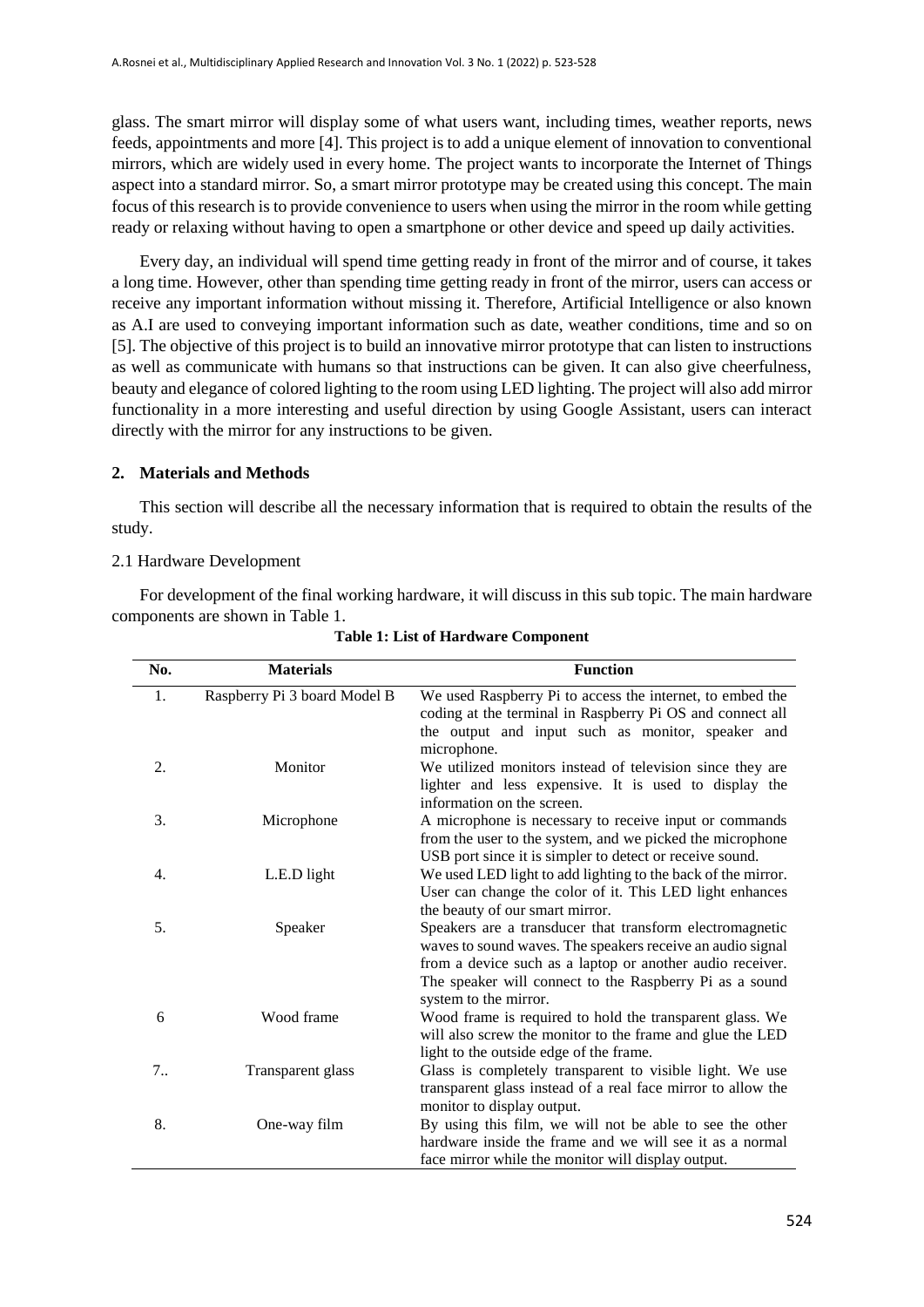glass. The smart mirror will display some of what users want, including times, weather reports, news feeds, appointments and more [4]. This project is to add a unique element of innovation to conventional mirrors, which are widely used in every home. The project wants to incorporate the Internet of Things aspect into a standard mirror. So, a smart mirror prototype may be created using this concept. The main focus of this research is to provide convenience to users when using the mirror in the room while getting ready or relaxing without having to open a smartphone or other device and speed up daily activities.

Every day, an individual will spend time getting ready in front of the mirror and of course, it takes a long time. However, other than spending time getting ready in front of the mirror, users can access or receive any important information without missing it. Therefore, Artificial Intelligence or also known as A.I are used to conveying important information such as date, weather conditions, time and so on [5]. The objective of this project is to build an innovative mirror prototype that can listen to instructions as well as communicate with humans so that instructions can be given. It can also give cheerfulness, beauty and elegance of colored lighting to the room using LED lighting. The project will also add mirror functionality in a more interesting and useful direction by using Google Assistant, users can interact directly with the mirror for any instructions to be given.

## 2. Materials and Methods

This section will describe all the necessary information that is required to obtain the results of the study.

### 2.1 Hardware Development

For development of the final working hardware, it will discuss in this sub topic. The main hardware components are shown in Table 1.

**Table 1: List of Hardware Component**

| No. | Materials | Function |
|---|---|---|
| 1. | Raspberry Pi 3 board Model B | We used Raspberry Pi to access the internet, to embed the coding at the terminal in Raspberry Pi OS and connect all the output and input such as monitor, speaker and microphone. |
| 2. | Monitor | We utilized monitors instead of television since they are lighter and less expensive. It is used to display the information on the screen. |
| 3. | Microphone | A microphone is necessary to receive input or commands from the user to the system, and we picked the microphone USB port since it is simpler to detect or receive sound. |
| 4. | L.E.D light | We used LED light to add lighting to the back of the mirror. User can change the color of it. This LED light enhances the beauty of our smart mirror. |
| 5. | Speaker | Speakers are a transducer that transform electromagnetic waves to sound waves. The speakers receive an audio signal from a device such as a laptop or another audio receiver. The speaker will connect to the Raspberry Pi as a sound system to the mirror. |
| 6 | Wood frame | Wood frame is required to hold the transparent glass. We will also screw the monitor to the frame and glue the LED light to the outside edge of the frame. |
| 7.. | Transparent glass | Glass is completely transparent to visible light. We use transparent glass instead of a real face mirror to allow the monitor to display output. |
| 8. | One-way film | By using this film, we will not be able to see the other hardware inside the frame and we will see it as a normal face mirror while the monitor will display output. |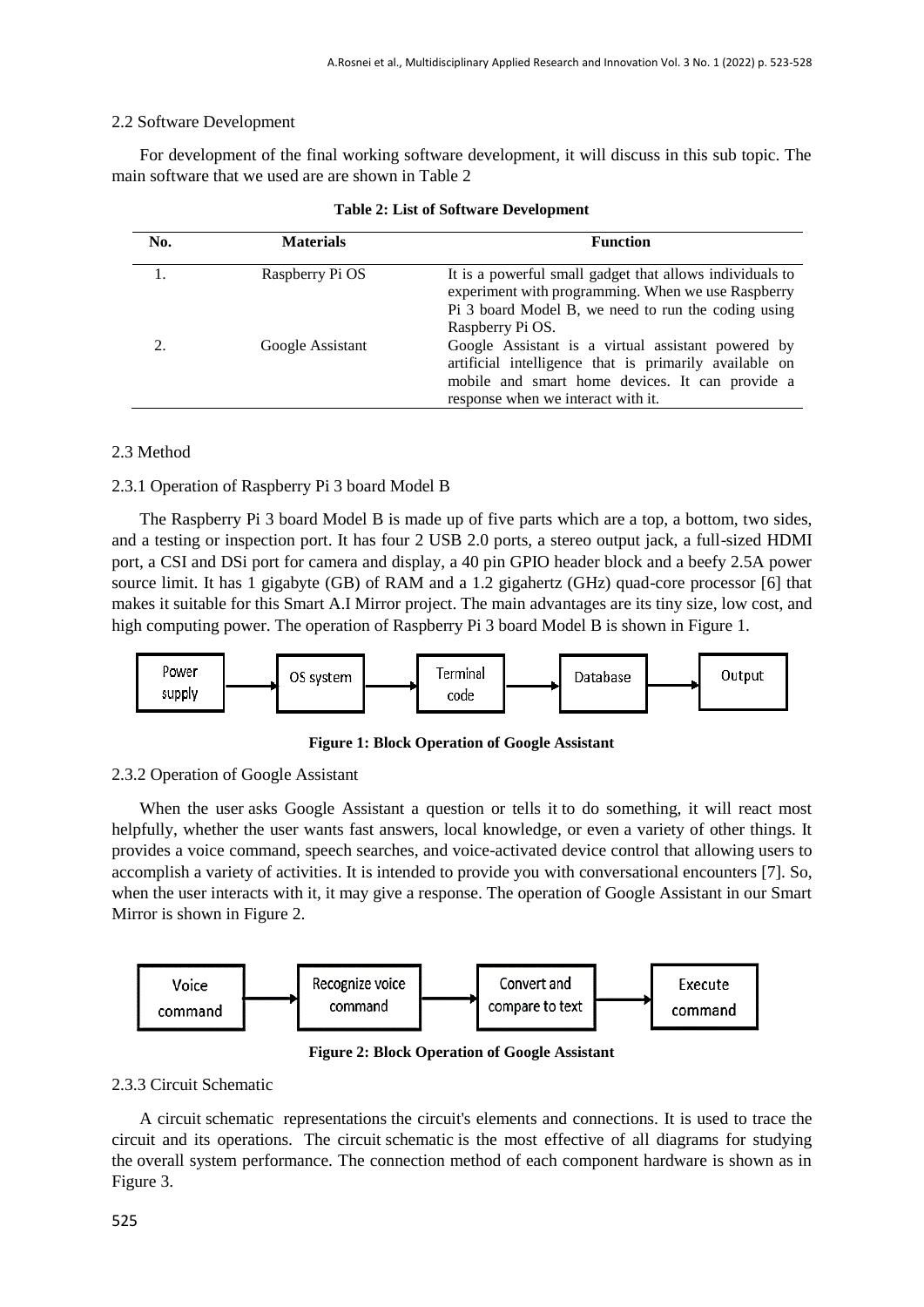2.2 Software Development

For development of the final working software development, it will discuss in this sub topic. The main software that we used are are shown in Table 2

**Table 2: List of Software Development**

| No. | Materials | Function |
|---|---|---|
| 1. | Raspberry Pi OS | It is a powerful small gadget that allows individuals to experiment with programming. When we use Raspberry Pi 3 board Model B, we need to run the coding using Raspberry Pi OS. |
| 2. | Google Assistant | Google Assistant is a virtual assistant powered by artificial intelligence that is primarily available on mobile and smart home devices. It can provide a response when we interact with it. |

2.3 Method

2.3.1 Operation of Raspberry Pi 3 board Model B

The Raspberry Pi 3 board Model B is made up of five parts which are a top, a bottom, two sides, and a testing or inspection port. It has four 2 USB 2.0 ports, a stereo output jack, a full-sized HDMI port, a CSI and DSi port for camera and display, a 40 pin GPIO header block and a beefy 2.5A power source limit. It has 1 gigabyte (GB) of RAM and a 1.2 gigahertz (GHz) quad-core processor [6] that makes it suitable for this Smart A.I Mirror project. The main advantages are its tiny size, low cost, and high computing power. The operation of Raspberry Pi 3 board Model B is shown in Figure 1.

Power supply → OS system → Terminal code → Database → Output

**Figure 1: Block Operation of Google Assistant**

2.3.2 Operation of Google Assistant

When the user asks Google Assistant a question or tells it to do something, it will react most helpfully, whether the user wants fast answers, local knowledge, or even a variety of other things. It provides a voice command, speech searches, and voice-activated device control that allowing users to accomplish a variety of activities. It is intended to provide you with conversational encounters [7]. So, when the user interacts with it, it may give a response. The operation of Google Assistant in our Smart Mirror is shown in Figure 2.

Voice command → Recognize voice command → Convert and compare to text → Execute command

**Figure 2: Block Operation of Google Assistant**

2.3.3 Circuit Schematic

A circuit schematic representations the circuit's elements and connections. It is used to trace the circuit and its operations. The circuit schematic is the most effective of all diagrams for studying the overall system performance. The connection method of each component hardware is shown as in Figure 3.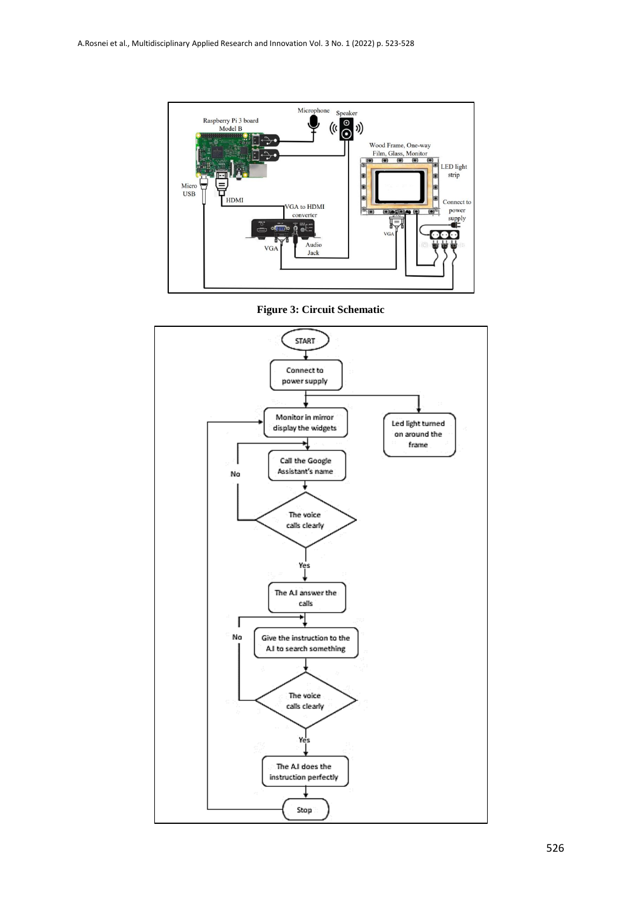**Figure 3: Circuit Schematic**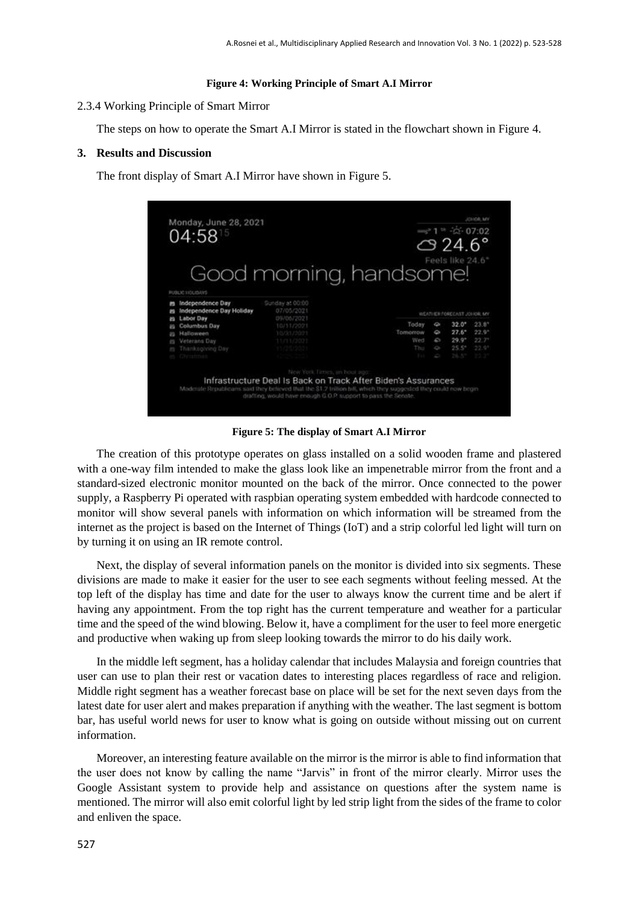**Figure 4: Working Principle of Smart A.I Mirror**

2.3.4 Working Principle of Smart Mirror

The steps on how to operate the Smart A.I Mirror is stated in the flowchart shown in Figure 4.

## 3. Results and Discussion

The front display of Smart A.I Mirror have shown in Figure 5.

**Figure 5: The display of Smart A.I Mirror**

The creation of this prototype operates on glass installed on a solid wooden frame and plastered with a one-way film intended to make the glass look like an impenetrable mirror from the front and a standard-sized electronic monitor mounted on the back of the mirror. Once connected to the power supply, a Raspberry Pi operated with raspbian operating system embedded with hardcode connected to monitor will show several panels with information on which information will be streamed from the internet as the project is based on the Internet of Things (IoT) and a strip colorful led light will turn on by turning it on using an IR remote control.

Next, the display of several information panels on the monitor is divided into six segments. These divisions are made to make it easier for the user to see each segments without feeling messed. At the top left of the display has time and date for the user to always know the current time and be alert if having any appointment. From the top right has the current temperature and weather for a particular time and the speed of the wind blowing. Below it, have a compliment for the user to feel more energetic and productive when waking up from sleep looking towards the mirror to do his daily work.

In the middle left segment, has a holiday calendar that includes Malaysia and foreign countries that user can use to plan their rest or vacation dates to interesting places regardless of race and religion. Middle right segment has a weather forecast base on place will be set for the next seven days from the latest date for user alert and makes preparation if anything with the weather. The last segment is bottom bar, has useful world news for user to know what is going on outside without missing out on current information.

Moreover, an interesting feature available on the mirror is the mirror is able to find information that the user does not know by calling the name "Jarvis" in front of the mirror clearly. Mirror uses the Google Assistant system to provide help and assistance on questions after the system name is mentioned. The mirror will also emit colorful light by led strip light from the sides of the frame to color and enliven the space.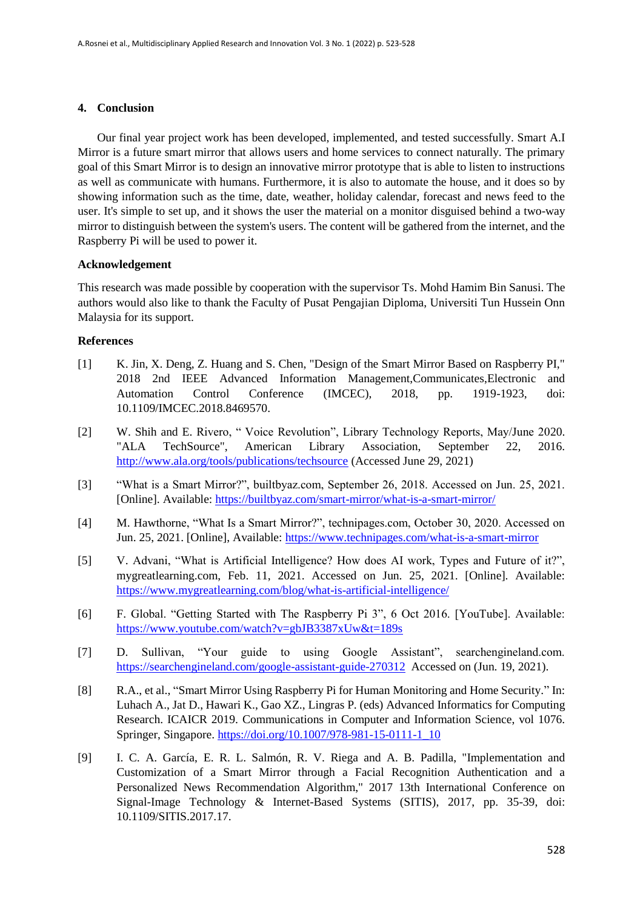## 4. Conclusion

Our final year project work has been developed, implemented, and tested successfully. Smart A.I Mirror is a future smart mirror that allows users and home services to connect naturally. The primary goal of this Smart Mirror is to design an innovative mirror prototype that is able to listen to instructions as well as communicate with humans. Furthermore, it is also to automate the house, and it does so by showing information such as the time, date, weather, holiday calendar, forecast and news feed to the user. It's simple to set up, and it shows the user the material on a monitor disguised behind a two-way mirror to distinguish between the system's users. The content will be gathered from the internet, and the Raspberry Pi will be used to power it.

### Acknowledgement

This research was made possible by cooperation with the supervisor Ts. Mohd Hamim Bin Sanusi. The authors would also like to thank the Faculty of Pusat Pengajian Diploma, Universiti Tun Hussein Onn Malaysia for its support.

### References

[1] K. Jin, X. Deng, Z. Huang and S. Chen, "Design of the Smart Mirror Based on Raspberry PI," 2018 2nd IEEE Advanced Information Management,Communicates,Electronic and Automation Control Conference (IMCEC), 2018, pp. 1919-1923, doi: 10.1109/IMCEC.2018.8469570.

[2] W. Shih and E. Rivero, " Voice Revolution", Library Technology Reports, May/June 2020. "ALA TechSource", American Library Association, September 22, 2016. http://www.ala.org/tools/publications/techsource (Accessed June 29, 2021)

[3] "What is a Smart Mirror?", builtbyaz.com, September 26, 2018. Accessed on Jun. 25, 2021. [Online]. Available: https://builtbyaz.com/smart-mirror/what-is-a-smart-mirror/

[4] M. Hawthorne, "What Is a Smart Mirror?", technipages.com, October 30, 2020. Accessed on Jun. 25, 2021. [Online], Available: https://www.technipages.com/what-is-a-smart-mirror

[5] V. Advani, "What is Artificial Intelligence? How does AI work, Types and Future of it?", mygreatlearning.com, Feb. 11, 2021. Accessed on Jun. 25, 2021. [Online]. Available: https://www.mygreatlearning.com/blog/what-is-artificial-intelligence/

[6] F. Global. "Getting Started with The Raspberry Pi 3", 6 Oct 2016. [YouTube]. Available: https://www.youtube.com/watch?v=gbJB3387xUw&t=189s

[7] D. Sullivan, "Your guide to using Google Assistant", searchengineland.com. https://searchengineland.com/google-assistant-guide-270312 Accessed on (Jun. 19, 2021).

[8] R.A., et al., "Smart Mirror Using Raspberry Pi for Human Monitoring and Home Security." In: Luhach A., Jat D., Hawari K., Gao XZ., Lingras P. (eds) Advanced Informatics for Computing Research. ICAICR 2019. Communications in Computer and Information Science, vol 1076. Springer, Singapore. https://doi.org/10.1007/978-981-15-0111-1_10

[9] I. C. A. García, E. R. L. Salmón, R. V. Riega and A. B. Padilla, "Implementation and Customization of a Smart Mirror through a Facial Recognition Authentication and a Personalized News Recommendation Algorithm," 2017 13th International Conference on Signal-Image Technology & Internet-Based Systems (SITIS), 2017, pp. 35-39, doi: 10.1109/SITIS.2017.17.